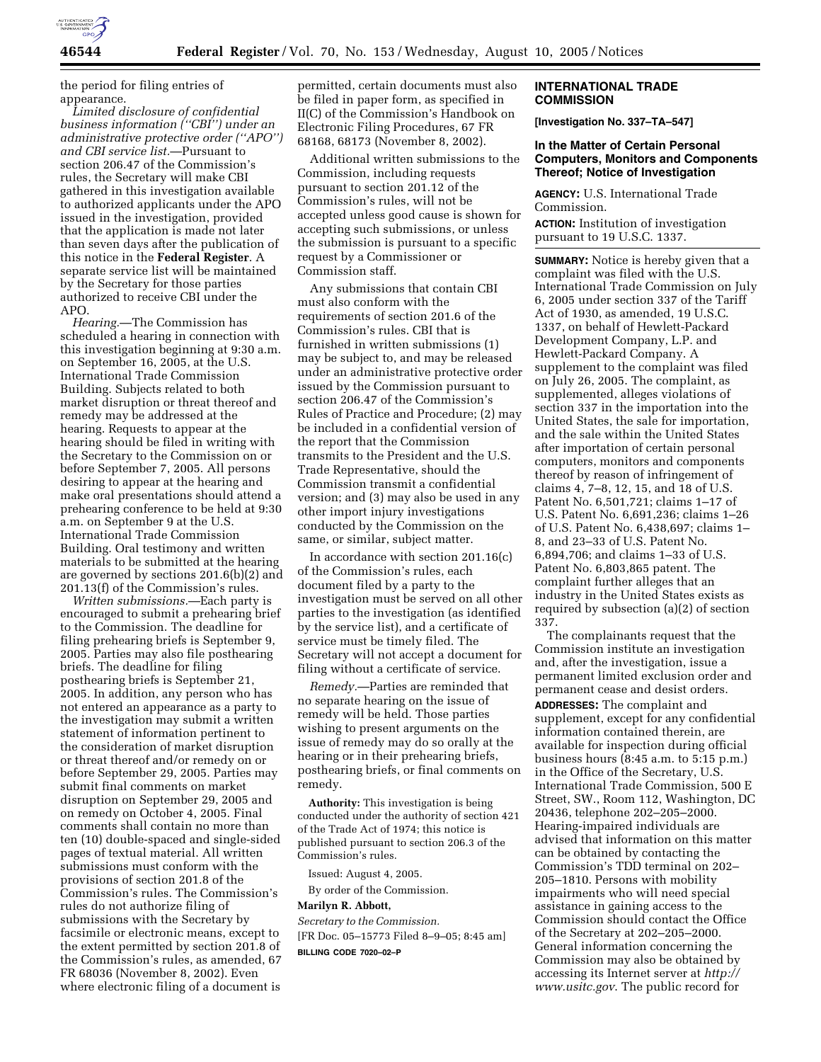the period for filing entries of appearance.

*Limited disclosure of confidential business information (''CBI'') under an administrative protective order (''APO'') and CBI service list.*—Pursuant to section 206.47 of the Commission's rules, the Secretary will make CBI gathered in this investigation available to authorized applicants under the APO issued in the investigation, provided that the application is made not later than seven days after the publication of this notice in the **Federal Register**. A separate service list will be maintained by the Secretary for those parties authorized to receive CBI under the APO.

*Hearing.*—The Commission has scheduled a hearing in connection with this investigation beginning at 9:30 a.m. on September 16, 2005, at the U.S. International Trade Commission Building. Subjects related to both market disruption or threat thereof and remedy may be addressed at the hearing. Requests to appear at the hearing should be filed in writing with the Secretary to the Commission on or before September 7, 2005. All persons desiring to appear at the hearing and make oral presentations should attend a prehearing conference to be held at 9:30 a.m. on September 9 at the U.S. International Trade Commission Building. Oral testimony and written materials to be submitted at the hearing are governed by sections 201.6(b)(2) and 201.13(f) of the Commission's rules.

*Written submissions.*—Each party is encouraged to submit a prehearing brief to the Commission. The deadline for filing prehearing briefs is September 9, 2005. Parties may also file posthearing briefs. The deadline for filing posthearing briefs is September 21, 2005. In addition, any person who has not entered an appearance as a party to the investigation may submit a written statement of information pertinent to the consideration of market disruption or threat thereof and/or remedy on or before September 29, 2005. Parties may submit final comments on market disruption on September 29, 2005 and on remedy on October 4, 2005. Final comments shall contain no more than ten (10) double-spaced and single-sided pages of textual material. All written submissions must conform with the provisions of section 201.8 of the Commission's rules. The Commission's rules do not authorize filing of submissions with the Secretary by facsimile or electronic means, except to the extent permitted by section 201.8 of the Commission's rules, as amended, 67 FR 68036 (November 8, 2002). Even where electronic filing of a document is permitted, certain documents must also be filed in paper form, as specified in II(C) of the Commission's Handbook on Electronic Filing Procedures, 67 FR 68168, 68173 (November 8, 2002).

Additional written submissions to the Commission, including requests pursuant to section 201.12 of the Commission's rules, will not be accepted unless good cause is shown for accepting such submissions, or unless the submission is pursuant to a specific request by a Commissioner or Commission staff.

Any submissions that contain CBI must also conform with the requirements of section 201.6 of the Commission's rules. CBI that is furnished in written submissions (1) may be subject to, and may be released under an administrative protective order issued by the Commission pursuant to section 206.47 of the Commission's Rules of Practice and Procedure; (2) may be included in a confidential version of the report that the Commission transmits to the President and the U.S. Trade Representative, should the Commission transmit a confidential version; and (3) may also be used in any other import injury investigations conducted by the Commission on the same, or similar, subject matter.

In accordance with section 201.16(c) of the Commission's rules, each document filed by a party to the investigation must be served on all other parties to the investigation (as identified by the service list), and a certificate of service must be timely filed. The Secretary will not accept a document for filing without a certificate of service.

*Remedy.*—Parties are reminded that no separate hearing on the issue of remedy will be held. Those parties wishing to present arguments on the issue of remedy may do so orally at the hearing or in their prehearing briefs, posthearing briefs, or final comments on remedy.

**Authority:** This investigation is being conducted under the authority of section 421 of the Trade Act of 1974; this notice is published pursuant to section 206.3 of the Commission's rules.

Issued: August 4, 2005.

By order of the Commission.

**Marilyn R. Abbott,**

*Secretary to the Commission.*

[FR Doc. 05–15773 Filed 8–9–05; 8:45 am]

**BILLING CODE 7020–02–P**

## INTERNATIONAL TRADE COMMISSION

**[Investigation No. 337–TA–547]**

### In the Matter of Certain Personal Computers, Monitors and Components Thereof; Notice of Investigation

**AGENCY:** U.S. International Trade Commission.

**ACTION:** Institution of investigation pursuant to 19 U.S.C. 1337.

**SUMMARY:** Notice is hereby given that a complaint was filed with the U.S. International Trade Commission on July 6, 2005 under section 337 of the Tariff Act of 1930, as amended, 19 U.S.C. 1337, on behalf of Hewlett-Packard Development Company, L.P. and Hewlett-Packard Company. A supplement to the complaint was filed on July 26, 2005. The complaint, as supplemented, alleges violations of section 337 in the importation into the United States, the sale for importation, and the sale within the United States after importation of certain personal computers, monitors and components thereof by reason of infringement of claims 4, 7–8, 12, 15, and 18 of U.S. Patent No. 6,501,721; claims 1–17 of U.S. Patent No. 6,691,236; claims 1–26 of U.S. Patent No. 6,438,697; claims 1–8, and 23–33 of U.S. Patent No. 6,894,706; and claims 1–33 of U.S. Patent No. 6,803,865 patent. The complaint further alleges that an industry in the United States exists as required by subsection (a)(2) of section 337.

The complainants request that the Commission institute an investigation and, after the investigation, issue a permanent limited exclusion order and permanent cease and desist orders.

**ADDRESSES:** The complaint and supplement, except for any confidential information contained therein, are available for inspection during official business hours (8:45 a.m. to 5:15 p.m.) in the Office of the Secretary, U.S. International Trade Commission, 500 E Street, SW., Room 112, Washington, DC 20436, telephone 202–205–2000. Hearing-impaired individuals are advised that information on this matter can be obtained by contacting the Commission's TDD terminal on 202–205–1810. Persons with mobility impairments who will need special assistance in gaining access to the Commission should contact the Office of the Secretary at 202–205–2000. General information concerning the Commission may also be obtained by accessing its Internet server at *http://www.usitc.gov*. The public record for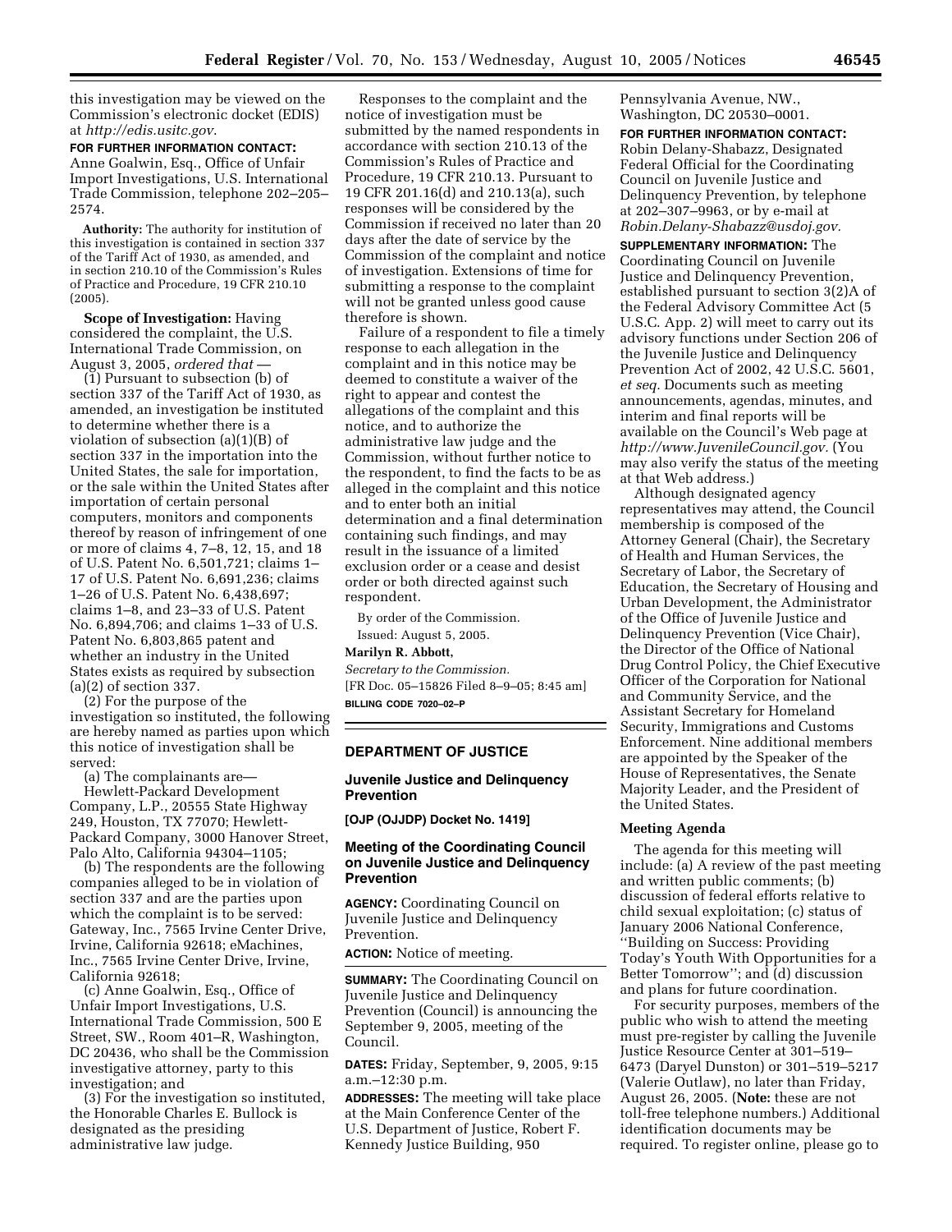this investigation may be viewed on the Commission's electronic docket (EDIS) at *http://edis.usitc.gov.*

**FOR FURTHER INFORMATION CONTACT:** Anne Goalwin, Esq., Office of Unfair Import Investigations, U.S. International Trade Commission, telephone 202–205–2574.

**Authority:** The authority for institution of this investigation is contained in section 337 of the Tariff Act of 1930, as amended, and in section 210.10 of the Commission's Rules of Practice and Procedure, 19 CFR 210.10 (2005).

**Scope of Investigation:** Having considered the complaint, the U.S. International Trade Commission, on August 3, 2005, *ordered that* —

(1) Pursuant to subsection (b) of section 337 of the Tariff Act of 1930, as amended, an investigation be instituted to determine whether there is a violation of subsection (a)(1)(B) of section 337 in the importation into the United States, the sale for importation, or the sale within the United States after importation of certain personal computers, monitors and components thereof by reason of infringement of one or more of claims 4, 7–8, 12, 15, and 18 of U.S. Patent No. 6,501,721; claims 1–17 of U.S. Patent No. 6,691,236; claims 1–26 of U.S. Patent No. 6,438,697; claims 1–8, and 23–33 of U.S. Patent No. 6,894,706; and claims 1–33 of U.S. Patent No. 6,803,865 patent and whether an industry in the United States exists as required by subsection (a)(2) of section 337.

(2) For the purpose of the investigation so instituted, the following are hereby named as parties upon which this notice of investigation shall be served:

(a) The complainants are—

Hewlett-Packard Development Company, L.P., 20555 State Highway 249, Houston, TX 77070; Hewlett-Packard Company, 3000 Hanover Street, Palo Alto, California 94304–1105;

(b) The respondents are the following companies alleged to be in violation of section 337 and are the parties upon which the complaint is to be served: Gateway, Inc., 7565 Irvine Center Drive, Irvine, California 92618; eMachines, Inc., 7565 Irvine Center Drive, Irvine, California 92618;

(c) Anne Goalwin, Esq., Office of Unfair Import Investigations, U.S. International Trade Commission, 500 E Street, SW., Room 401–R, Washington, DC 20436, who shall be the Commission investigative attorney, party to this investigation; and

(3) For the investigation so instituted, the Honorable Charles E. Bullock is designated as the presiding administrative law judge.

Responses to the complaint and the notice of investigation must be submitted by the named respondents in accordance with section 210.13 of the Commission's Rules of Practice and Procedure, 19 CFR 210.13. Pursuant to 19 CFR 201.16(d) and 210.13(a), such responses will be considered by the Commission if received no later than 20 days after the date of service by the Commission of the complaint and notice of investigation. Extensions of time for submitting a response to the complaint will not be granted unless good cause therefore is shown.

Failure of a respondent to file a timely response to each allegation in the complaint and in this notice may be deemed to constitute a waiver of the right to appear and contest the allegations of the complaint and this notice, and to authorize the administrative law judge and the Commission, without further notice to the respondent, to find the facts to be as alleged in the complaint and this notice and to enter both an initial determination and a final determination containing such findings, and may result in the issuance of a limited exclusion order or a cease and desist order or both directed against such respondent.

By order of the Commission.

Issued: August 5, 2005.

**Marilyn R. Abbott,**

*Secretary to the Commission.*

[FR Doc. 05–15826 Filed 8–9–05; 8:45 am]

**BILLING CODE 7020–02–P**

## DEPARTMENT OF JUSTICE

### Juvenile Justice and Delinquency Prevention

**[OJP (OJJDP) Docket No. 1419]**

### Meeting of the Coordinating Council on Juvenile Justice and Delinquency Prevention

**AGENCY:** Coordinating Council on Juvenile Justice and Delinquency Prevention.

**ACTION:** Notice of meeting.

**SUMMARY:** The Coordinating Council on Juvenile Justice and Delinquency Prevention (Council) is announcing the September 9, 2005, meeting of the Council.

**DATES:** Friday, September, 9, 2005, 9:15 a.m.–12:30 p.m.

**ADDRESSES:** The meeting will take place at the Main Conference Center of the U.S. Department of Justice, Robert F. Kennedy Justice Building, 950 Pennsylvania Avenue, NW., Washington, DC 20530–0001.

**FOR FURTHER INFORMATION CONTACT:** Robin Delany-Shabazz, Designated Federal Official for the Coordinating Council on Juvenile Justice and Delinquency Prevention, by telephone at 202–307–9963, or by e-mail at *Robin.Delany-Shabazz@usdoj.gov.*

**SUPPLEMENTARY INFORMATION:** The Coordinating Council on Juvenile Justice and Delinquency Prevention, established pursuant to section 3(2)A of the Federal Advisory Committee Act (5 U.S.C. App. 2) will meet to carry out its advisory functions under Section 206 of the Juvenile Justice and Delinquency Prevention Act of 2002, 42 U.S.C. 5601, *et seq.* Documents such as meeting announcements, agendas, minutes, and interim and final reports will be available on the Council's Web page at *http://www.JuvenileCouncil.gov.* (You may also verify the status of the meeting at that Web address.)

Although designated agency representatives may attend, the Council membership is composed of the Attorney General (Chair), the Secretary of Health and Human Services, the Secretary of Labor, the Secretary of Education, the Secretary of Housing and Urban Development, the Administrator of the Office of Juvenile Justice and Delinquency Prevention (Vice Chair), the Director of the Office of National Drug Control Policy, the Chief Executive Officer of the Corporation for National and Community Service, and the Assistant Secretary for Homeland Security, Immigrations and Customs Enforcement. Nine additional members are appointed by the Speaker of the House of Representatives, the Senate Majority Leader, and the President of the United States.

### Meeting Agenda

The agenda for this meeting will include: (a) A review of the past meeting and written public comments; (b) discussion of federal efforts relative to child sexual exploitation; (c) status of January 2006 National Conference, ''Building on Success: Providing Today's Youth With Opportunities for a Better Tomorrow''; and (d) discussion and plans for future coordination.

For security purposes, members of the public who wish to attend the meeting must pre-register by calling the Juvenile Justice Resource Center at 301–519–6473 (Daryel Dunston) or 301–519–5217 (Valerie Outlaw), no later than Friday, August 26, 2005. (**Note:** these are not toll-free telephone numbers.) Additional identification documents may be required. To register online, please go to